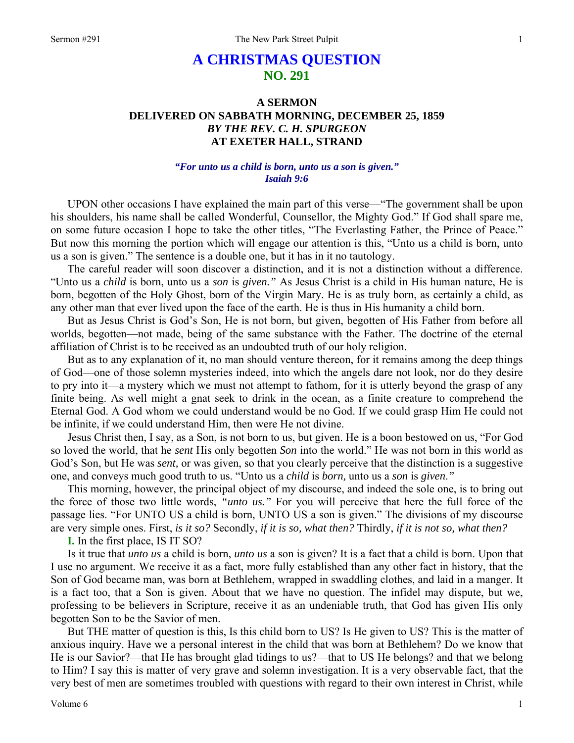# A CHRISTMAS QUESTION
## NO. 291

### A SERMON
### DELIVERED ON SABBATH MORNING, DECEMBER 25, 1859
### *BY THE REV. C. H. SPURGEON*
### AT EXETER HALL, STRAND

***"For unto us a child is born, unto us a son is given."***
***Isaiah 9:6***

UPON other occasions I have explained the main part of this verse—"The government shall be upon his shoulders, his name shall be called Wonderful, Counsellor, the Mighty God." If God shall spare me, on some future occasion I hope to take the other titles, "The Everlasting Father, the Prince of Peace." But now this morning the portion which will engage our attention is this, "Unto us a child is born, unto us a son is given." The sentence is a double one, but it has in it no tautology.

The careful reader will soon discover a distinction, and it is not a distinction without a difference. "Unto us a *child* is born, unto us a *son* is *given."* As Jesus Christ is a child in His human nature, He is born, begotten of the Holy Ghost, born of the Virgin Mary. He is as truly born, as certainly a child, as any other man that ever lived upon the face of the earth. He is thus in His humanity a child born.

But as Jesus Christ is God's Son, He is not born, but given, begotten of His Father from before all worlds, begotten—not made, being of the same substance with the Father. The doctrine of the eternal affiliation of Christ is to be received as an undoubted truth of our holy religion.

But as to any explanation of it, no man should venture thereon, for it remains among the deep things of God—one of those solemn mysteries indeed, into which the angels dare not look, nor do they desire to pry into it—a mystery which we must not attempt to fathom, for it is utterly beyond the grasp of any finite being. As well might a gnat seek to drink in the ocean, as a finite creature to comprehend the Eternal God. A God whom we could understand would be no God. If we could grasp Him He could not be infinite, if we could understand Him, then were He not divine.

Jesus Christ then, I say, as a Son, is not born to us, but given. He is a boon bestowed on us, "For God so loved the world, that he *sent* His only begotten *Son* into the world." He was not born in this world as God's Son, but He was *sent,* or was given, so that you clearly perceive that the distinction is a suggestive one, and conveys much good truth to us. "Unto us a *child* is *born,* unto us a *son* is *given."*

This morning, however, the principal object of my discourse, and indeed the sole one, is to bring out the force of those two little words, *"unto us."* For you will perceive that here the full force of the passage lies. "For UNTO US a child is born, UNTO US a son is given." The divisions of my discourse are very simple ones. First, *is it so?* Secondly, *if it is so, what then?* Thirdly, *if it is not so, what then?*

**I.** In the first place, IS IT SO?

Is it true that *unto us* a child is born, *unto us* a son is given? It is a fact that a child is born. Upon that I use no argument. We receive it as a fact, more fully established than any other fact in history, that the Son of God became man, was born at Bethlehem, wrapped in swaddling clothes, and laid in a manger. It is a fact too, that a Son is given. About that we have no question. The infidel may dispute, but we, professing to be believers in Scripture, receive it as an undeniable truth, that God has given His only begotten Son to be the Savior of men.

But THE matter of question is this, Is this child born to US? Is He given to US? This is the matter of anxious inquiry. Have we a personal interest in the child that was born at Bethlehem? Do we know that He is our Savior?—that He has brought glad tidings to us?—that to US He belongs? and that we belong to Him? I say this is matter of very grave and solemn investigation. It is a very observable fact, that the very best of men are sometimes troubled with questions with regard to their own interest in Christ, while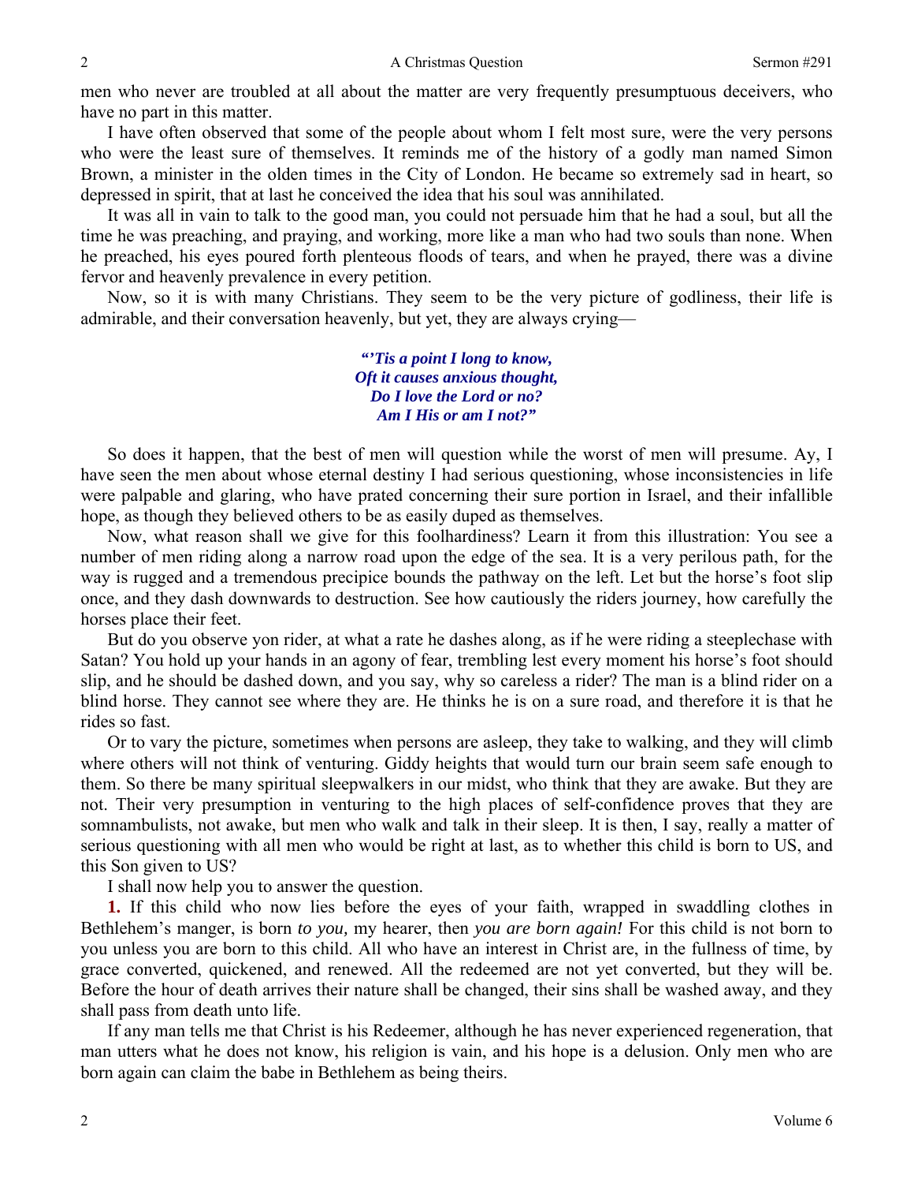men who never are troubled at all about the matter are very frequently presumptuous deceivers, who have no part in this matter.

I have often observed that some of the people about whom I felt most sure, were the very persons who were the least sure of themselves. It reminds me of the history of a godly man named Simon Brown, a minister in the olden times in the City of London. He became so extremely sad in heart, so depressed in spirit, that at last he conceived the idea that his soul was annihilated.

It was all in vain to talk to the good man, you could not persuade him that he had a soul, but all the time he was preaching, and praying, and working, more like a man who had two souls than none. When he preached, his eyes poured forth plenteous floods of tears, and when he prayed, there was a divine fervor and heavenly prevalence in every petition.

Now, so it is with many Christians. They seem to be the very picture of godliness, their life is admirable, and their conversation heavenly, but yet, they are always crying—

> ***"'Tis a point I long to know,***
> ***Oft it causes anxious thought,***
> ***Do I love the Lord or no?***
> ***Am I His or am I not?"***

So does it happen, that the best of men will question while the worst of men will presume. Ay, I have seen the men about whose eternal destiny I had serious questioning, whose inconsistencies in life were palpable and glaring, who have prated concerning their sure portion in Israel, and their infallible hope, as though they believed others to be as easily duped as themselves.

Now, what reason shall we give for this foolhardiness? Learn it from this illustration: You see a number of men riding along a narrow road upon the edge of the sea. It is a very perilous path, for the way is rugged and a tremendous precipice bounds the pathway on the left. Let but the horse's foot slip once, and they dash downwards to destruction. See how cautiously the riders journey, how carefully the horses place their feet.

But do you observe yon rider, at what a rate he dashes along, as if he were riding a steeplechase with Satan? You hold up your hands in an agony of fear, trembling lest every moment his horse's foot should slip, and he should be dashed down, and you say, why so careless a rider? The man is a blind rider on a blind horse. They cannot see where they are. He thinks he is on a sure road, and therefore it is that he rides so fast.

Or to vary the picture, sometimes when persons are asleep, they take to walking, and they will climb where others will not think of venturing. Giddy heights that would turn our brain seem safe enough to them. So there be many spiritual sleepwalkers in our midst, who think that they are awake. But they are not. Their very presumption in venturing to the high places of self-confidence proves that they are somnambulists, not awake, but men who walk and talk in their sleep. It is then, I say, really a matter of serious questioning with all men who would be right at last, as to whether this child is born to US, and this Son given to US?

I shall now help you to answer the question.

**1.** If this child who now lies before the eyes of your faith, wrapped in swaddling clothes in Bethlehem's manger, is born *to you,* my hearer, then *you are born again!* For this child is not born to you unless you are born to this child. All who have an interest in Christ are, in the fullness of time, by grace converted, quickened, and renewed. All the redeemed are not yet converted, but they will be. Before the hour of death arrives their nature shall be changed, their sins shall be washed away, and they shall pass from death unto life.

If any man tells me that Christ is his Redeemer, although he has never experienced regeneration, that man utters what he does not know, his religion is vain, and his hope is a delusion. Only men who are born again can claim the babe in Bethlehem as being theirs.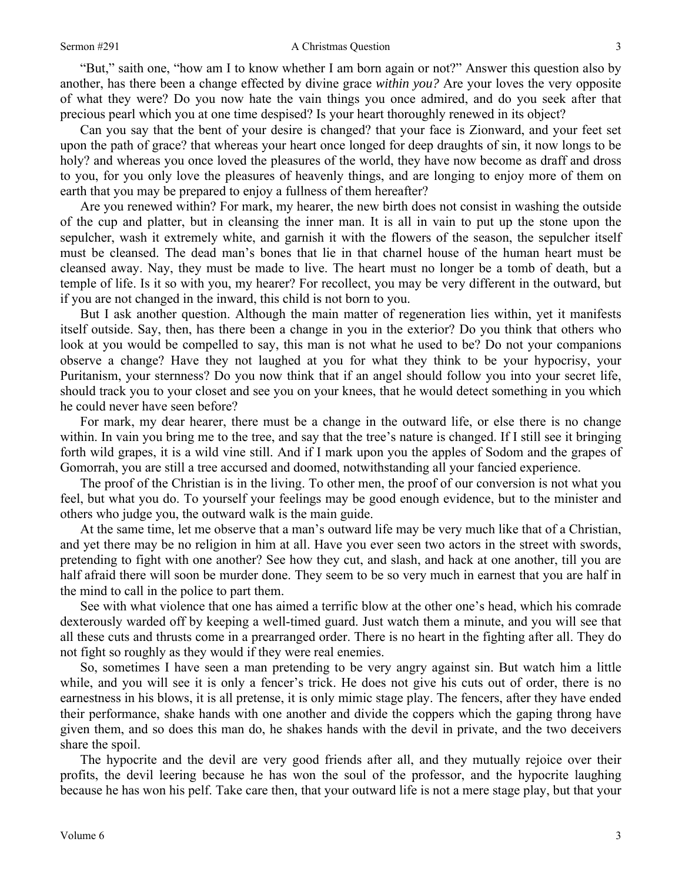"But," saith one, "how am I to know whether I am born again or not?" Answer this question also by another, has there been a change effected by divine grace *within you?* Are your loves the very opposite of what they were? Do you now hate the vain things you once admired, and do you seek after that precious pearl which you at one time despised? Is your heart thoroughly renewed in its object?

Can you say that the bent of your desire is changed? that your face is Zionward, and your feet set upon the path of grace? that whereas your heart once longed for deep draughts of sin, it now longs to be holy? and whereas you once loved the pleasures of the world, they have now become as draff and dross to you, for you only love the pleasures of heavenly things, and are longing to enjoy more of them on earth that you may be prepared to enjoy a fullness of them hereafter?

Are you renewed within? For mark, my hearer, the new birth does not consist in washing the outside of the cup and platter, but in cleansing the inner man. It is all in vain to put up the stone upon the sepulcher, wash it extremely white, and garnish it with the flowers of the season, the sepulcher itself must be cleansed. The dead man's bones that lie in that charnel house of the human heart must be cleansed away. Nay, they must be made to live. The heart must no longer be a tomb of death, but a temple of life. Is it so with you, my hearer? For recollect, you may be very different in the outward, but if you are not changed in the inward, this child is not born to you.

But I ask another question. Although the main matter of regeneration lies within, yet it manifests itself outside. Say, then, has there been a change in you in the exterior? Do you think that others who look at you would be compelled to say, this man is not what he used to be? Do not your companions observe a change? Have they not laughed at you for what they think to be your hypocrisy, your Puritanism, your sternness? Do you now think that if an angel should follow you into your secret life, should track you to your closet and see you on your knees, that he would detect something in you which he could never have seen before?

For mark, my dear hearer, there must be a change in the outward life, or else there is no change within. In vain you bring me to the tree, and say that the tree's nature is changed. If I still see it bringing forth wild grapes, it is a wild vine still. And if I mark upon you the apples of Sodom and the grapes of Gomorrah, you are still a tree accursed and doomed, notwithstanding all your fancied experience.

The proof of the Christian is in the living. To other men, the proof of our conversion is not what you feel, but what you do. To yourself your feelings may be good enough evidence, but to the minister and others who judge you, the outward walk is the main guide.

At the same time, let me observe that a man's outward life may be very much like that of a Christian, and yet there may be no religion in him at all. Have you ever seen two actors in the street with swords, pretending to fight with one another? See how they cut, and slash, and hack at one another, till you are half afraid there will soon be murder done. They seem to be so very much in earnest that you are half in the mind to call in the police to part them.

See with what violence that one has aimed a terrific blow at the other one's head, which his comrade dexterously warded off by keeping a well-timed guard. Just watch them a minute, and you will see that all these cuts and thrusts come in a prearranged order. There is no heart in the fighting after all. They do not fight so roughly as they would if they were real enemies.

So, sometimes I have seen a man pretending to be very angry against sin. But watch him a little while, and you will see it is only a fencer's trick. He does not give his cuts out of order, there is no earnestness in his blows, it is all pretense, it is only mimic stage play. The fencers, after they have ended their performance, shake hands with one another and divide the coppers which the gaping throng have given them, and so does this man do, he shakes hands with the devil in private, and the two deceivers share the spoil.

The hypocrite and the devil are very good friends after all, and they mutually rejoice over their profits, the devil leering because he has won the soul of the professor, and the hypocrite laughing because he has won his pelf. Take care then, that your outward life is not a mere stage play, but that your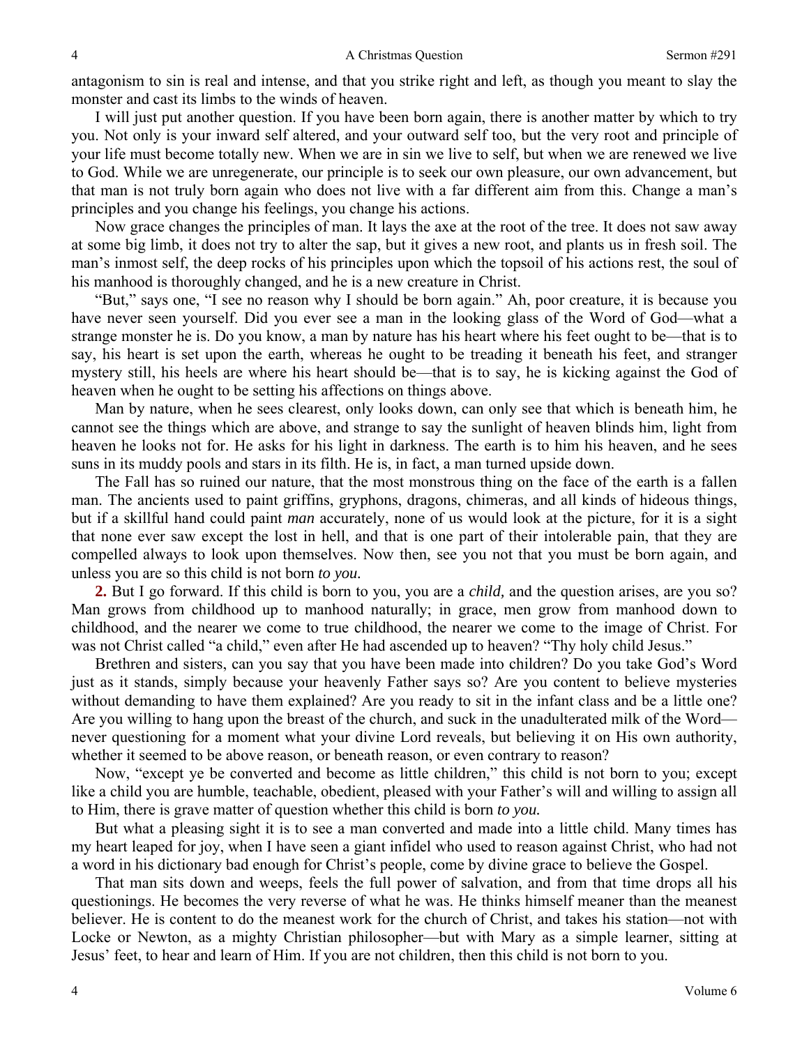antagonism to sin is real and intense, and that you strike right and left, as though you meant to slay the monster and cast its limbs to the winds of heaven.

I will just put another question. If you have been born again, there is another matter by which to try you. Not only is your inward self altered, and your outward self too, but the very root and principle of your life must become totally new. When we are in sin we live to self, but when we are renewed we live to God. While we are unregenerate, our principle is to seek our own pleasure, our own advancement, but that man is not truly born again who does not live with a far different aim from this. Change a man's principles and you change his feelings, you change his actions.

Now grace changes the principles of man. It lays the axe at the root of the tree. It does not saw away at some big limb, it does not try to alter the sap, but it gives a new root, and plants us in fresh soil. The man's inmost self, the deep rocks of his principles upon which the topsoil of his actions rest, the soul of his manhood is thoroughly changed, and he is a new creature in Christ.

"But," says one, "I see no reason why I should be born again." Ah, poor creature, it is because you have never seen yourself. Did you ever see a man in the looking glass of the Word of God—what a strange monster he is. Do you know, a man by nature has his heart where his feet ought to be—that is to say, his heart is set upon the earth, whereas he ought to be treading it beneath his feet, and stranger mystery still, his heels are where his heart should be—that is to say, he is kicking against the God of heaven when he ought to be setting his affections on things above.

Man by nature, when he sees clearest, only looks down, can only see that which is beneath him, he cannot see the things which are above, and strange to say the sunlight of heaven blinds him, light from heaven he looks not for. He asks for his light in darkness. The earth is to him his heaven, and he sees suns in its muddy pools and stars in its filth. He is, in fact, a man turned upside down.

The Fall has so ruined our nature, that the most monstrous thing on the face of the earth is a fallen man. The ancients used to paint griffins, gryphons, dragons, chimeras, and all kinds of hideous things, but if a skillful hand could paint *man* accurately, none of us would look at the picture, for it is a sight that none ever saw except the lost in hell, and that is one part of their intolerable pain, that they are compelled always to look upon themselves. Now then, see you not that you must be born again, and unless you are so this child is not born *to you.*

**2.** But I go forward. If this child is born to you, you are a *child,* and the question arises, are you so? Man grows from childhood up to manhood naturally; in grace, men grow from manhood down to childhood, and the nearer we come to true childhood, the nearer we come to the image of Christ. For was not Christ called "a child," even after He had ascended up to heaven? "Thy holy child Jesus."

Brethren and sisters, can you say that you have been made into children? Do you take God's Word just as it stands, simply because your heavenly Father says so? Are you content to believe mysteries without demanding to have them explained? Are you ready to sit in the infant class and be a little one? Are you willing to hang upon the breast of the church, and suck in the unadulterated milk of the Word—never questioning for a moment what your divine Lord reveals, but believing it on His own authority, whether it seemed to be above reason, or beneath reason, or even contrary to reason?

Now, "except ye be converted and become as little children," this child is not born to you; except like a child you are humble, teachable, obedient, pleased with your Father's will and willing to assign all to Him, there is grave matter of question whether this child is born *to you.*

But what a pleasing sight it is to see a man converted and made into a little child. Many times has my heart leaped for joy, when I have seen a giant infidel who used to reason against Christ, who had not a word in his dictionary bad enough for Christ's people, come by divine grace to believe the Gospel.

That man sits down and weeps, feels the full power of salvation, and from that time drops all his questionings. He becomes the very reverse of what he was. He thinks himself meaner than the meanest believer. He is content to do the meanest work for the church of Christ, and takes his station—not with Locke or Newton, as a mighty Christian philosopher—but with Mary as a simple learner, sitting at Jesus' feet, to hear and learn of Him. If you are not children, then this child is not born to you.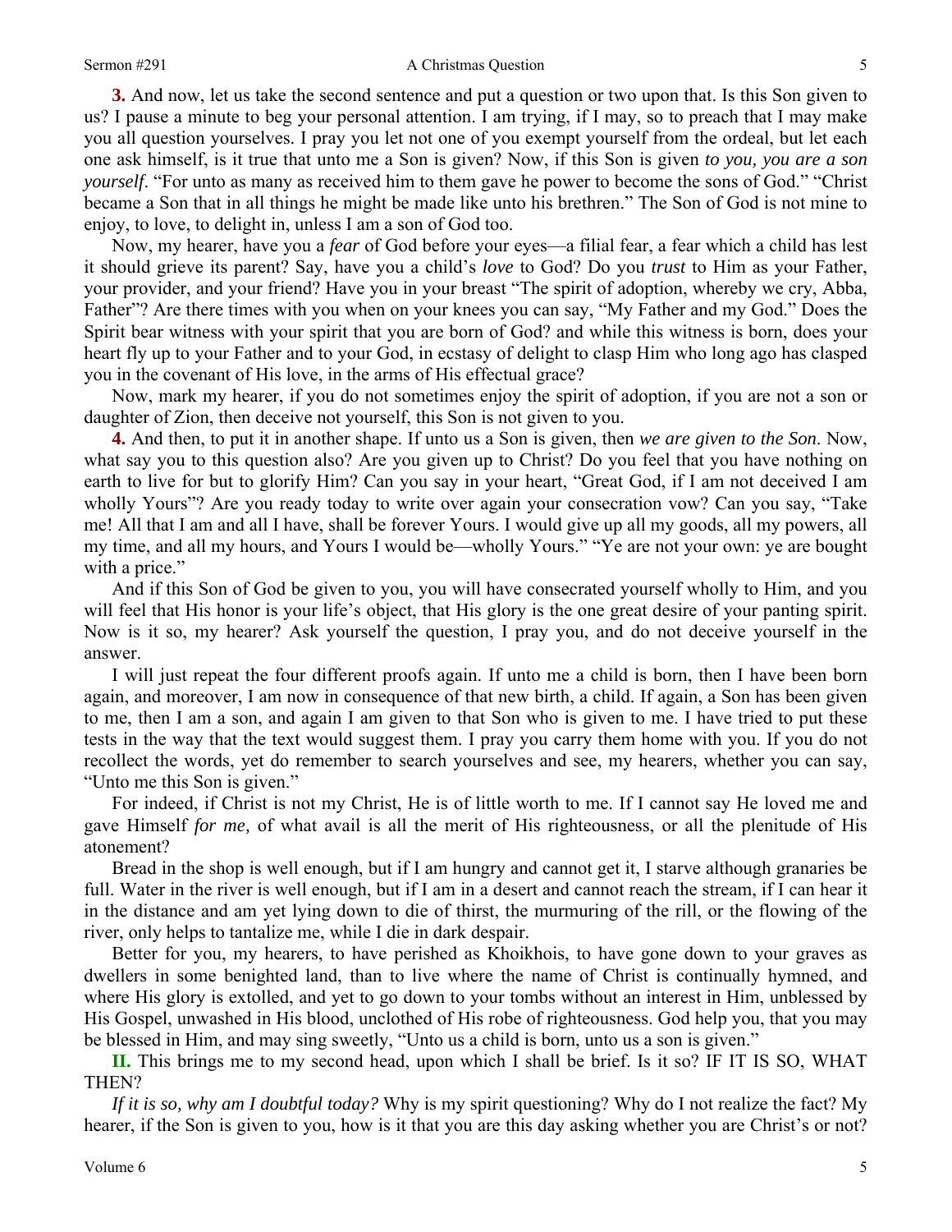**3.** And now, let us take the second sentence and put a question or two upon that. Is this Son given to us? I pause a minute to beg your personal attention. I am trying, if I may, so to preach that I may make you all question yourselves. I pray you let not one of you exempt yourself from the ordeal, but let each one ask himself, is it true that unto me a Son is given? Now, if this Son is given *to you, you are a son yourself*. "For unto as many as received him to them gave he power to become the sons of God." "Christ became a Son that in all things he might be made like unto his brethren." The Son of God is not mine to enjoy, to love, to delight in, unless I am a son of God too.

Now, my hearer, have you a *fear* of God before your eyes—a filial fear, a fear which a child has lest it should grieve its parent? Say, have you a child's *love* to God? Do you *trust* to Him as your Father, your provider, and your friend? Have you in your breast "The spirit of adoption, whereby we cry, Abba, Father"? Are there times with you when on your knees you can say, "My Father and my God." Does the Spirit bear witness with your spirit that you are born of God? and while this witness is born, does your heart fly up to your Father and to your God, in ecstasy of delight to clasp Him who long ago has clasped you in the covenant of His love, in the arms of His effectual grace?

Now, mark my hearer, if you do not sometimes enjoy the spirit of adoption, if you are not a son or daughter of Zion, then deceive not yourself, this Son is not given to you.

**4.** And then, to put it in another shape. If unto us a Son is given, then *we are given to the Son*. Now, what say you to this question also? Are you given up to Christ? Do you feel that you have nothing on earth to live for but to glorify Him? Can you say in your heart, "Great God, if I am not deceived I am wholly Yours"? Are you ready today to write over again your consecration vow? Can you say, "Take me! All that I am and all I have, shall be forever Yours. I would give up all my goods, all my powers, all my time, and all my hours, and Yours I would be—wholly Yours." "Ye are not your own: ye are bought with a price."

And if this Son of God be given to you, you will have consecrated yourself wholly to Him, and you will feel that His honor is your life's object, that His glory is the one great desire of your panting spirit. Now is it so, my hearer? Ask yourself the question, I pray you, and do not deceive yourself in the answer.

I will just repeat the four different proofs again. If unto me a child is born, then I have been born again, and moreover, I am now in consequence of that new birth, a child. If again, a Son has been given to me, then I am a son, and again I am given to that Son who is given to me. I have tried to put these tests in the way that the text would suggest them. I pray you carry them home with you. If you do not recollect the words, yet do remember to search yourselves and see, my hearers, whether you can say, "Unto me this Son is given."

For indeed, if Christ is not my Christ, He is of little worth to me. If I cannot say He loved me and gave Himself *for me,* of what avail is all the merit of His righteousness, or all the plenitude of His atonement?

Bread in the shop is well enough, but if I am hungry and cannot get it, I starve although granaries be full. Water in the river is well enough, but if I am in a desert and cannot reach the stream, if I can hear it in the distance and am yet lying down to die of thirst, the murmuring of the rill, or the flowing of the river, only helps to tantalize me, while I die in dark despair.

Better for you, my hearers, to have perished as Khoikhois, to have gone down to your graves as dwellers in some benighted land, than to live where the name of Christ is continually hymned, and where His glory is extolled, and yet to go down to your tombs without an interest in Him, unblessed by His Gospel, unwashed in His blood, unclothed of His robe of righteousness. God help you, that you may be blessed in Him, and may sing sweetly, "Unto us a child is born, unto us a son is given."

**II.** This brings me to my second head, upon which I shall be brief. Is it so? IF IT IS SO, WHAT THEN?

*If it is so, why am I doubtful today?* Why is my spirit questioning? Why do I not realize the fact? My hearer, if the Son is given to you, how is it that you are this day asking whether you are Christ's or not?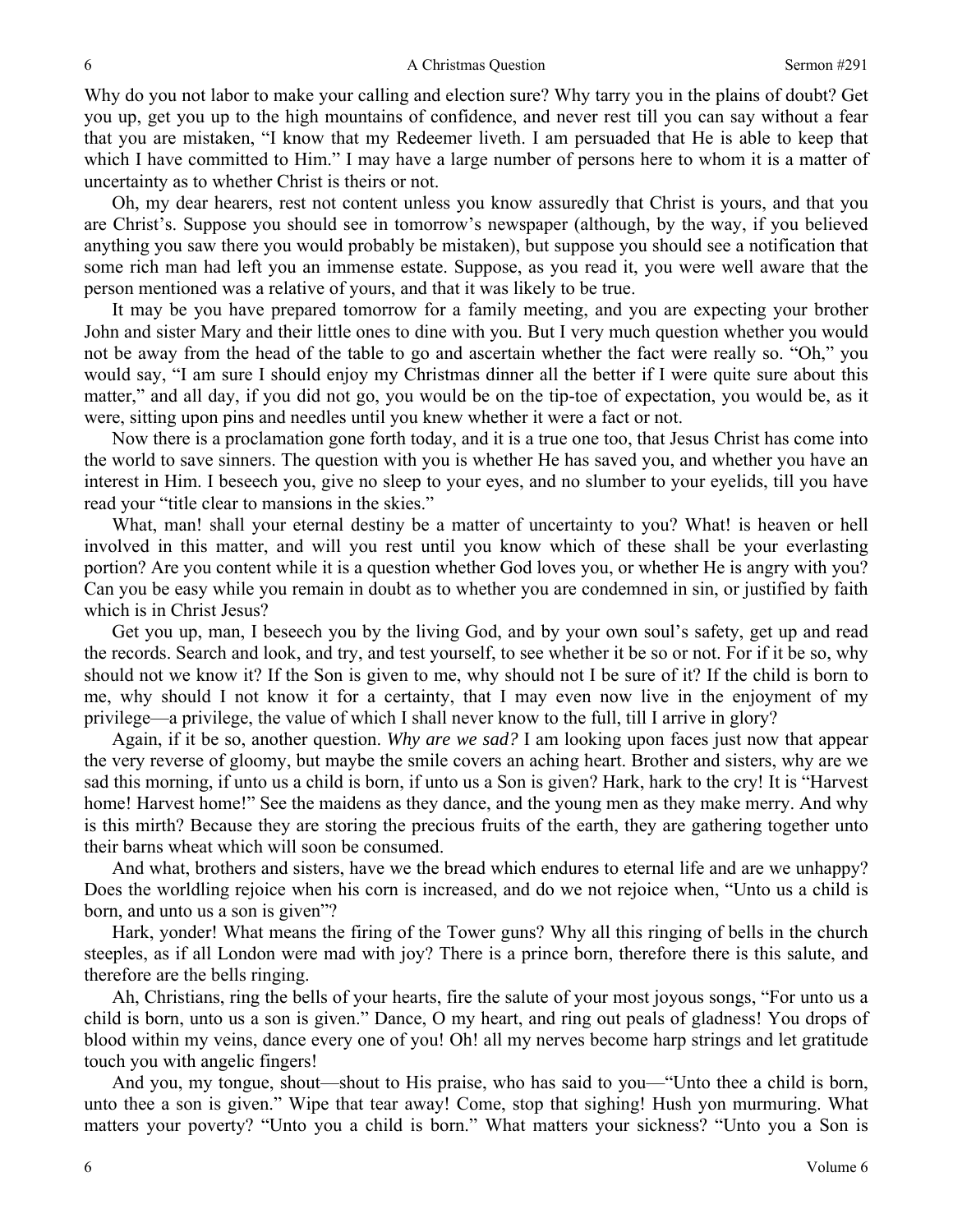Why do you not labor to make your calling and election sure? Why tarry you in the plains of doubt? Get you up, get you up to the high mountains of confidence, and never rest till you can say without a fear that you are mistaken, "I know that my Redeemer liveth. I am persuaded that He is able to keep that which I have committed to Him." I may have a large number of persons here to whom it is a matter of uncertainty as to whether Christ is theirs or not.

Oh, my dear hearers, rest not content unless you know assuredly that Christ is yours, and that you are Christ's. Suppose you should see in tomorrow's newspaper (although, by the way, if you believed anything you saw there you would probably be mistaken), but suppose you should see a notification that some rich man had left you an immense estate. Suppose, as you read it, you were well aware that the person mentioned was a relative of yours, and that it was likely to be true.

It may be you have prepared tomorrow for a family meeting, and you are expecting your brother John and sister Mary and their little ones to dine with you. But I very much question whether you would not be away from the head of the table to go and ascertain whether the fact were really so. "Oh," you would say, "I am sure I should enjoy my Christmas dinner all the better if I were quite sure about this matter," and all day, if you did not go, you would be on the tip-toe of expectation, you would be, as it were, sitting upon pins and needles until you knew whether it were a fact or not.

Now there is a proclamation gone forth today, and it is a true one too, that Jesus Christ has come into the world to save sinners. The question with you is whether He has saved you, and whether you have an interest in Him. I beseech you, give no sleep to your eyes, and no slumber to your eyelids, till you have read your "title clear to mansions in the skies."

What, man! shall your eternal destiny be a matter of uncertainty to you? What! is heaven or hell involved in this matter, and will you rest until you know which of these shall be your everlasting portion? Are you content while it is a question whether God loves you, or whether He is angry with you? Can you be easy while you remain in doubt as to whether you are condemned in sin, or justified by faith which is in Christ Jesus?

Get you up, man, I beseech you by the living God, and by your own soul's safety, get up and read the records. Search and look, and try, and test yourself, to see whether it be so or not. For if it be so, why should not we know it? If the Son is given to me, why should not I be sure of it? If the child is born to me, why should I not know it for a certainty, that I may even now live in the enjoyment of my privilege—a privilege, the value of which I shall never know to the full, till I arrive in glory?

Again, if it be so, another question. *Why are we sad?* I am looking upon faces just now that appear the very reverse of gloomy, but maybe the smile covers an aching heart. Brother and sisters, why are we sad this morning, if unto us a child is born, if unto us a Son is given? Hark, hark to the cry! It is "Harvest home! Harvest home!" See the maidens as they dance, and the young men as they make merry. And why is this mirth? Because they are storing the precious fruits of the earth, they are gathering together unto their barns wheat which will soon be consumed.

And what, brothers and sisters, have we the bread which endures to eternal life and are we unhappy? Does the worldling rejoice when his corn is increased, and do we not rejoice when, "Unto us a child is born, and unto us a son is given"?

Hark, yonder! What means the firing of the Tower guns? Why all this ringing of bells in the church steeples, as if all London were mad with joy? There is a prince born, therefore there is this salute, and therefore are the bells ringing.

Ah, Christians, ring the bells of your hearts, fire the salute of your most joyous songs, "For unto us a child is born, unto us a son is given." Dance, O my heart, and ring out peals of gladness! You drops of blood within my veins, dance every one of you! Oh! all my nerves become harp strings and let gratitude touch you with angelic fingers!

And you, my tongue, shout—shout to His praise, who has said to you—"Unto thee a child is born, unto thee a son is given." Wipe that tear away! Come, stop that sighing! Hush yon murmuring. What matters your poverty? "Unto you a child is born." What matters your sickness? "Unto you a Son is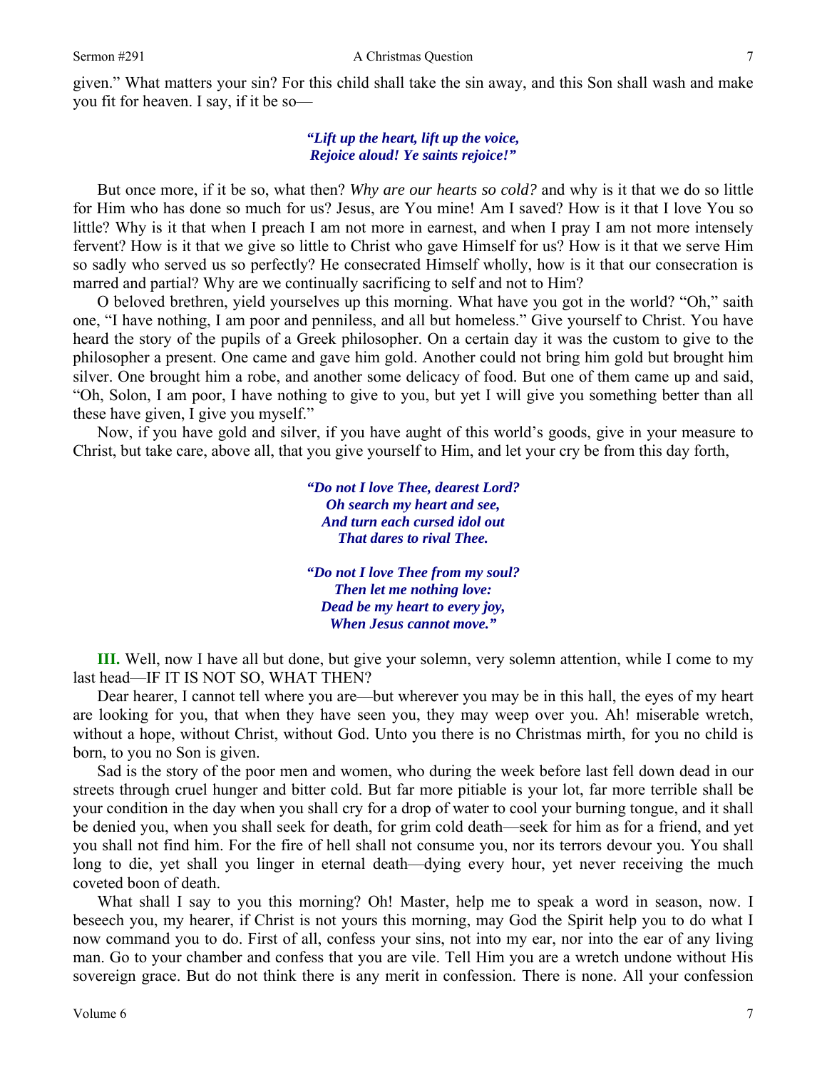given." What matters your sin? For this child shall take the sin away, and this Son shall wash and make you fit for heaven. I say, if it be so—

> ***"Lift up the heart, lift up the voice,***
> ***Rejoice aloud! Ye saints rejoice!"***

But once more, if it be so, what then? *Why are our hearts so cold?* and why is it that we do so little for Him who has done so much for us? Jesus, are You mine! Am I saved? How is it that I love You so little? Why is it that when I preach I am not more in earnest, and when I pray I am not more intensely fervent? How is it that we give so little to Christ who gave Himself for us? How is it that we serve Him so sadly who served us so perfectly? He consecrated Himself wholly, how is it that our consecration is marred and partial? Why are we continually sacrificing to self and not to Him?

O beloved brethren, yield yourselves up this morning. What have you got in the world? "Oh," saith one, "I have nothing, I am poor and penniless, and all but homeless." Give yourself to Christ. You have heard the story of the pupils of a Greek philosopher. On a certain day it was the custom to give to the philosopher a present. One came and gave him gold. Another could not bring him gold but brought him silver. One brought him a robe, and another some delicacy of food. But one of them came up and said, "Oh, Solon, I am poor, I have nothing to give to you, but yet I will give you something better than all these have given, I give you myself."

Now, if you have gold and silver, if you have aught of this world's goods, give in your measure to Christ, but take care, above all, that you give yourself to Him, and let your cry be from this day forth,

> ***"Do not I love Thee, dearest Lord?***
> ***Oh search my heart and see,***
> ***And turn each cursed idol out***
> ***That dares to rival Thee.***
>
> ***"Do not I love Thee from my soul?***
> ***Then let me nothing love:***
> ***Dead be my heart to every joy,***
> ***When Jesus cannot move."***

**III.** Well, now I have all but done, but give your solemn, very solemn attention, while I come to my last head—IF IT IS NOT SO, WHAT THEN?

Dear hearer, I cannot tell where you are—but wherever you may be in this hall, the eyes of my heart are looking for you, that when they have seen you, they may weep over you. Ah! miserable wretch, without a hope, without Christ, without God. Unto you there is no Christmas mirth, for you no child is born, to you no Son is given.

Sad is the story of the poor men and women, who during the week before last fell down dead in our streets through cruel hunger and bitter cold. But far more pitiable is your lot, far more terrible shall be your condition in the day when you shall cry for a drop of water to cool your burning tongue, and it shall be denied you, when you shall seek for death, for grim cold death—seek for him as for a friend, and yet you shall not find him. For the fire of hell shall not consume you, nor its terrors devour you. You shall long to die, yet shall you linger in eternal death—dying every hour, yet never receiving the much coveted boon of death.

What shall I say to you this morning? Oh! Master, help me to speak a word in season, now. I beseech you, my hearer, if Christ is not yours this morning, may God the Spirit help you to do what I now command you to do. First of all, confess your sins, not into my ear, nor into the ear of any living man. Go to your chamber and confess that you are vile. Tell Him you are a wretch undone without His sovereign grace. But do not think there is any merit in confession. There is none. All your confession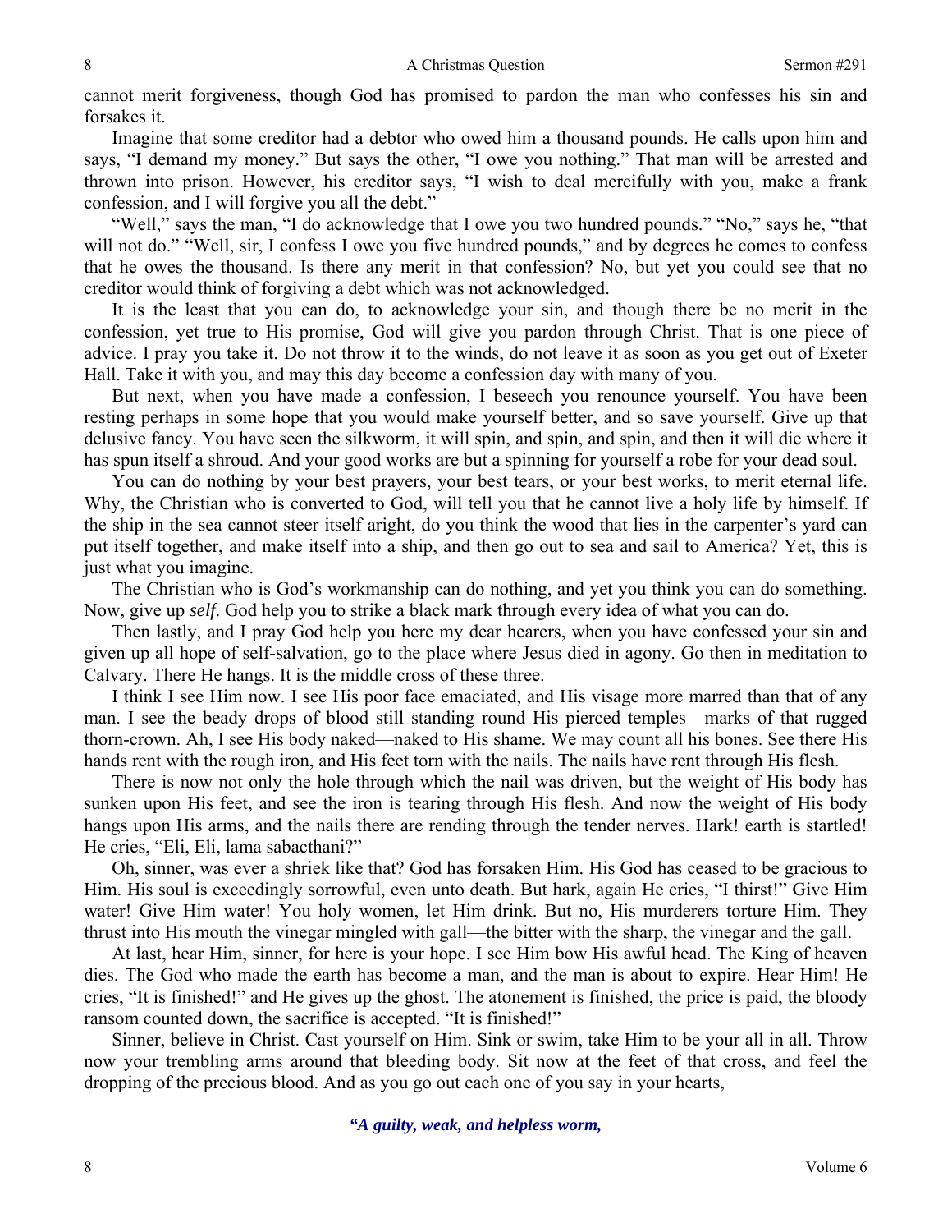cannot merit forgiveness, though God has promised to pardon the man who confesses his sin and forsakes it.

Imagine that some creditor had a debtor who owed him a thousand pounds. He calls upon him and says, "I demand my money." But says the other, "I owe you nothing." That man will be arrested and thrown into prison. However, his creditor says, "I wish to deal mercifully with you, make a frank confession, and I will forgive you all the debt."

"Well," says the man, "I do acknowledge that I owe you two hundred pounds." "No," says he, "that will not do." "Well, sir, I confess I owe you five hundred pounds," and by degrees he comes to confess that he owes the thousand. Is there any merit in that confession? No, but yet you could see that no creditor would think of forgiving a debt which was not acknowledged.

It is the least that you can do, to acknowledge your sin, and though there be no merit in the confession, yet true to His promise, God will give you pardon through Christ. That is one piece of advice. I pray you take it. Do not throw it to the winds, do not leave it as soon as you get out of Exeter Hall. Take it with you, and may this day become a confession day with many of you.

But next, when you have made a confession, I beseech you renounce yourself. You have been resting perhaps in some hope that you would make yourself better, and so save yourself. Give up that delusive fancy. You have seen the silkworm, it will spin, and spin, and spin, and then it will die where it has spun itself a shroud. And your good works are but a spinning for yourself a robe for your dead soul.

You can do nothing by your best prayers, your best tears, or your best works, to merit eternal life. Why, the Christian who is converted to God, will tell you that he cannot live a holy life by himself. If the ship in the sea cannot steer itself aright, do you think the wood that lies in the carpenter's yard can put itself together, and make itself into a ship, and then go out to sea and sail to America? Yet, this is just what you imagine.

The Christian who is God's workmanship can do nothing, and yet you think you can do something. Now, give up *self*. God help you to strike a black mark through every idea of what you can do.

Then lastly, and I pray God help you here my dear hearers, when you have confessed your sin and given up all hope of self-salvation, go to the place where Jesus died in agony. Go then in meditation to Calvary. There He hangs. It is the middle cross of these three.

I think I see Him now. I see His poor face emaciated, and His visage more marred than that of any man. I see the beady drops of blood still standing round His pierced temples—marks of that rugged thorn-crown. Ah, I see His body naked—naked to His shame. We may count all his bones. See there His hands rent with the rough iron, and His feet torn with the nails. The nails have rent through His flesh.

There is now not only the hole through which the nail was driven, but the weight of His body has sunken upon His feet, and see the iron is tearing through His flesh. And now the weight of His body hangs upon His arms, and the nails there are rending through the tender nerves. Hark! earth is startled! He cries, "Eli, Eli, lama sabacthani?"

Oh, sinner, was ever a shriek like that? God has forsaken Him. His God has ceased to be gracious to Him. His soul is exceedingly sorrowful, even unto death. But hark, again He cries, "I thirst!" Give Him water! Give Him water! You holy women, let Him drink. But no, His murderers torture Him. They thrust into His mouth the vinegar mingled with gall—the bitter with the sharp, the vinegar and the gall.

At last, hear Him, sinner, for here is your hope. I see Him bow His awful head. The King of heaven dies. The God who made the earth has become a man, and the man is about to expire. Hear Him! He cries, "It is finished!" and He gives up the ghost. The atonement is finished, the price is paid, the bloody ransom counted down, the sacrifice is accepted. "It is finished!"

Sinner, believe in Christ. Cast yourself on Him. Sink or swim, take Him to be your all in all. Throw now your trembling arms around that bleeding body. Sit now at the feet of that cross, and feel the dropping of the precious blood. And as you go out each one of you say in your hearts,

*"A guilty, weak, and helpless worm,*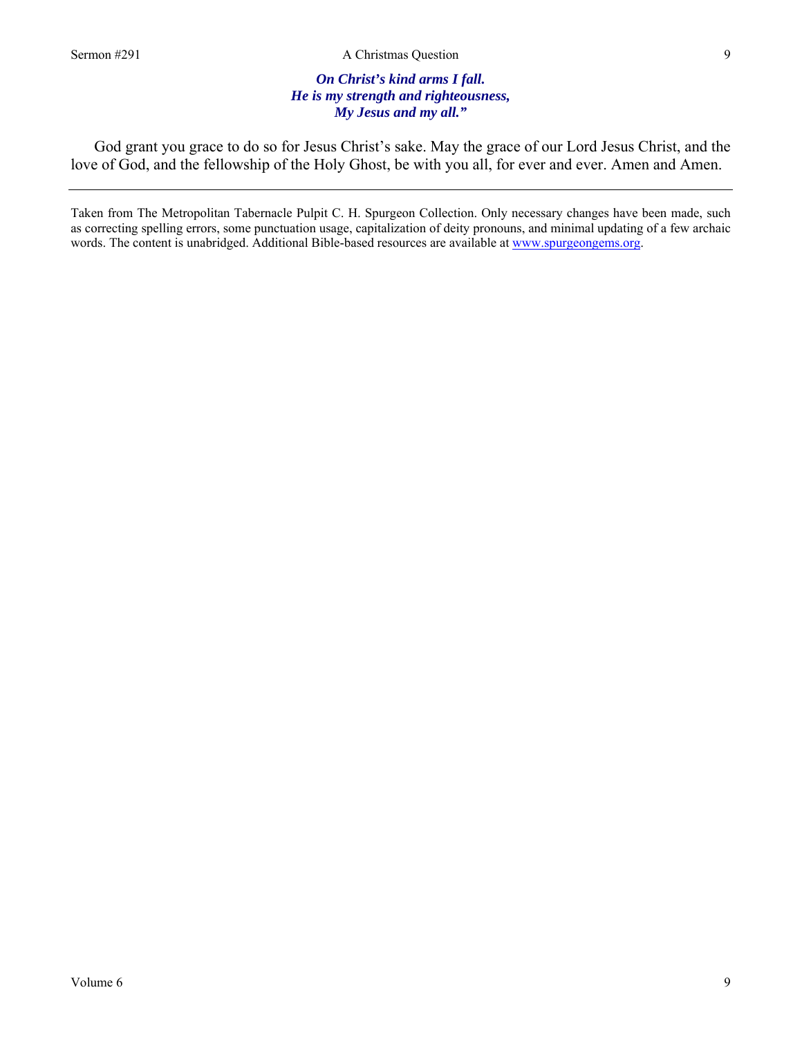***On Christ's kind arms I fall.***
***He is my strength and righteousness,***
***My Jesus and my all."***

God grant you grace to do so for Jesus Christ's sake. May the grace of our Lord Jesus Christ, and the love of God, and the fellowship of the Holy Ghost, be with you all, for ever and ever. Amen and Amen.

---

Taken from The Metropolitan Tabernacle Pulpit C. H. Spurgeon Collection. Only necessary changes have been made, such as correcting spelling errors, some punctuation usage, capitalization of deity pronouns, and minimal updating of a few archaic words. The content is unabridged. Additional Bible-based resources are available at [www.spurgeongems.org](http://www.spurgeongems.org).